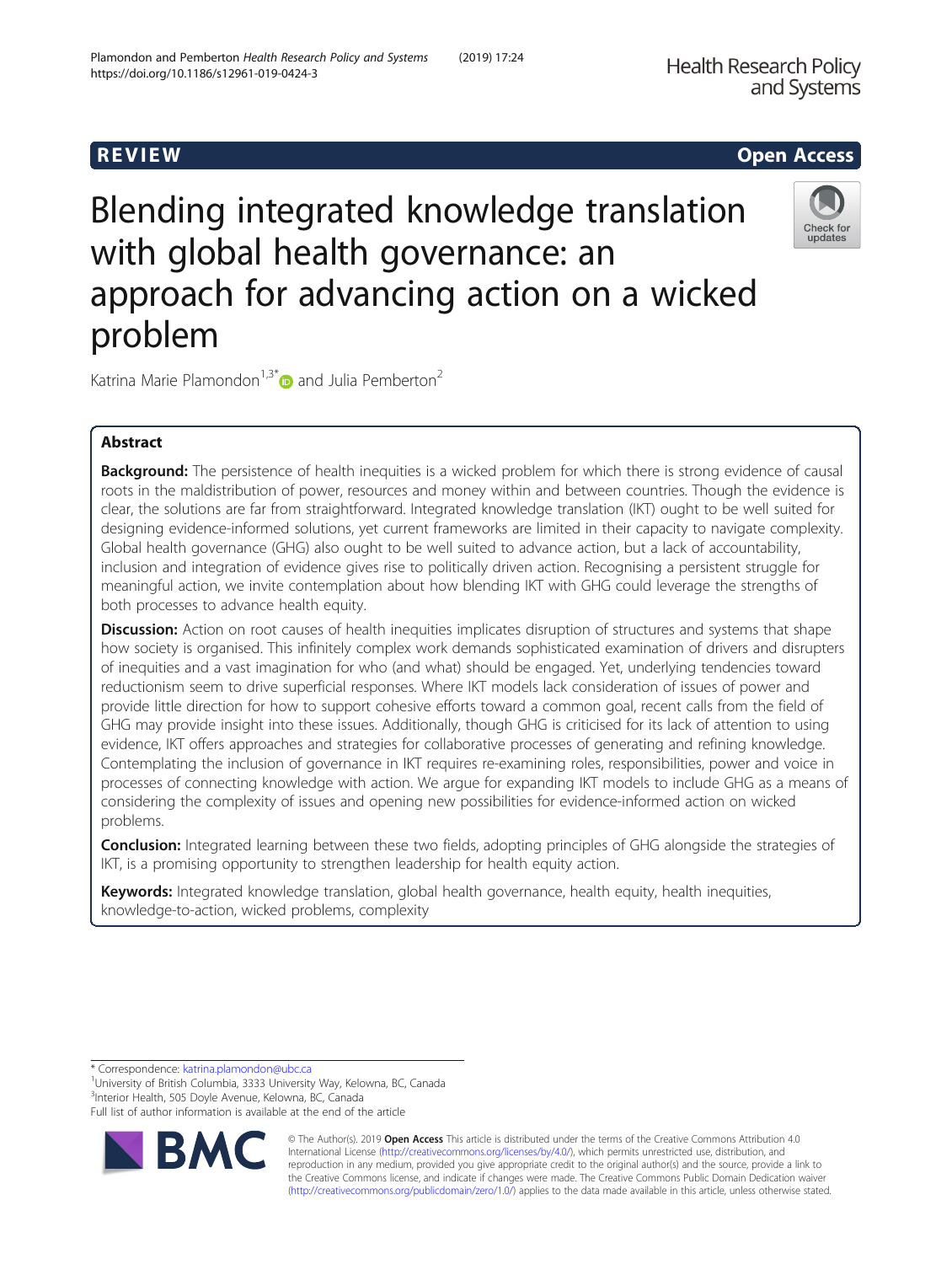REVIEW **Open Access**

# Blending integrated knowledge translation with global health governance: an approach for advancing action on a wicked problem

Katrina Marie Plamondon[1,3*] and Julia Pemberton[2]

## Abstract

**Background:** The persistence of health inequities is a wicked problem for which there is strong evidence of causal roots in the maldistribution of power, resources and money within and between countries. Though the evidence is clear, the solutions are far from straightforward. Integrated knowledge translation (IKT) ought to be well suited for designing evidence-informed solutions, yet current frameworks are limited in their capacity to navigate complexity. Global health governance (GHG) also ought to be well suited to advance action, but a lack of accountability, inclusion and integration of evidence gives rise to politically driven action. Recognising a persistent struggle for meaningful action, we invite contemplation about how blending IKT with GHG could leverage the strengths of both processes to advance health equity.

**Discussion:** Action on root causes of health inequities implicates disruption of structures and systems that shape how society is organised. This infinitely complex work demands sophisticated examination of drivers and disrupters of inequities and a vast imagination for who (and what) should be engaged. Yet, underlying tendencies toward reductionism seem to drive superficial responses. Where IKT models lack consideration of issues of power and provide little direction for how to support cohesive efforts toward a common goal, recent calls from the field of GHG may provide insight into these issues. Additionally, though GHG is criticised for its lack of attention to using evidence, IKT offers approaches and strategies for collaborative processes of generating and refining knowledge. Contemplating the inclusion of governance in IKT requires re-examining roles, responsibilities, power and voice in processes of connecting knowledge with action. We argue for expanding IKT models to include GHG as a means of considering the complexity of issues and opening new possibilities for evidence-informed action on wicked problems.

**Conclusion:** Integrated learning between these two fields, adopting principles of GHG alongside the strategies of IKT, is a promising opportunity to strengthen leadership for health equity action.

**Keywords:** Integrated knowledge translation, global health governance, health equity, health inequities, knowledge-to-action, wicked problems, complexity

---

* Correspondence: katrina.plamondon@ubc.ca
[1]University of British Columbia, 3333 University Way, Kelowna, BC, Canada
[3]Interior Health, 505 Doyle Avenue, Kelowna, BC, Canada
Full list of author information is available at the end of the article

© The Author(s). 2019 **Open Access** This article is distributed under the terms of the Creative Commons Attribution 4.0 International License (http://creativecommons.org/licenses/by/4.0/), which permits unrestricted use, distribution, and reproduction in any medium, provided you give appropriate credit to the original author(s) and the source, provide a link to the Creative Commons license, and indicate if changes were made. The Creative Commons Public Domain Dedication waiver (http://creativecommons.org/publicdomain/zero/1.0/) applies to the data made available in this article, unless otherwise stated.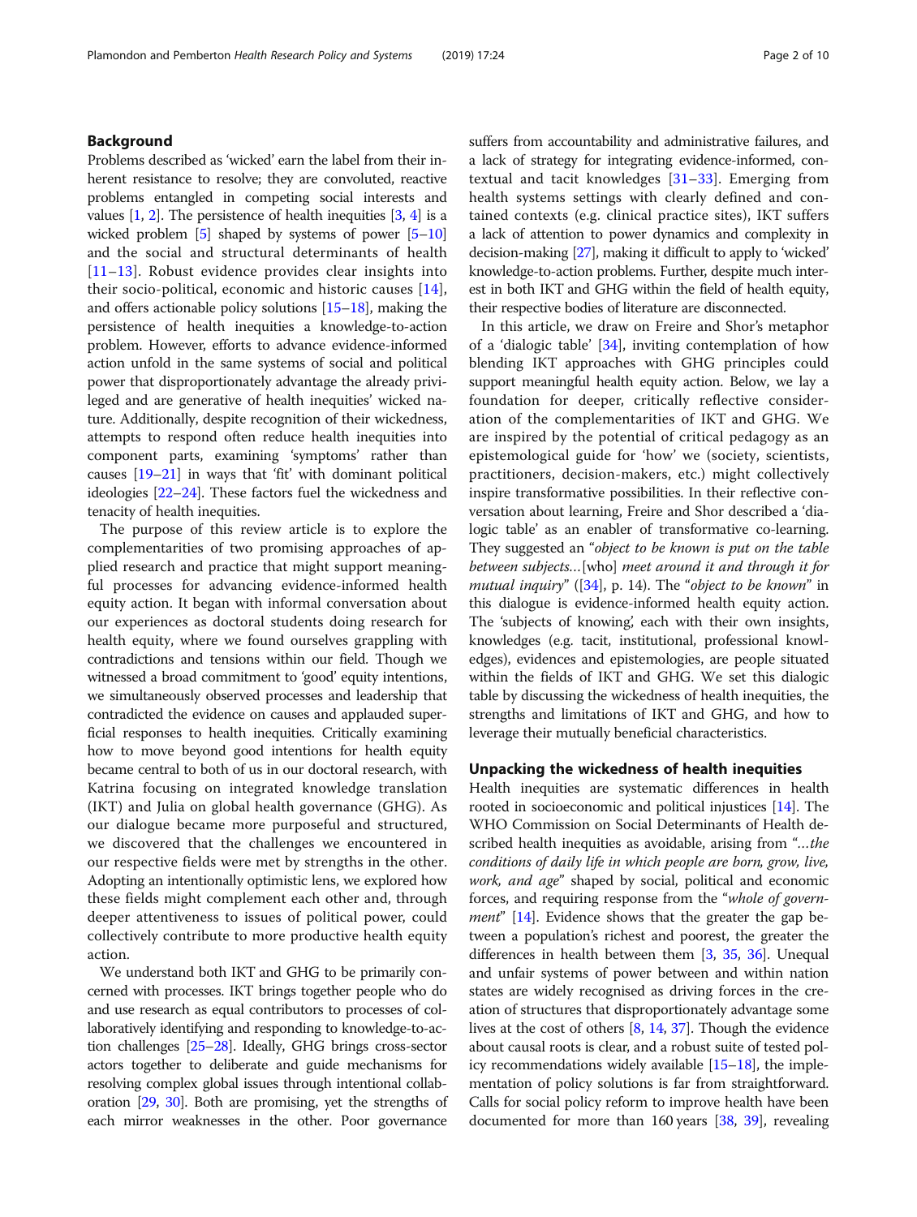## Background

Problems described as 'wicked' earn the label from their inherent resistance to resolve; they are convoluted, reactive problems entangled in competing social interests and values [1, 2]. The persistence of health inequities [3, 4] is a wicked problem [5] shaped by systems of power [5–10] and the social and structural determinants of health [11–13]. Robust evidence provides clear insights into their socio-political, economic and historic causes [14], and offers actionable policy solutions [15–18], making the persistence of health inequities a knowledge-to-action problem. However, efforts to advance evidence-informed action unfold in the same systems of social and political power that disproportionately advantage the already privileged and are generative of health inequities' wicked nature. Additionally, despite recognition of their wickedness, attempts to respond often reduce health inequities into component parts, examining 'symptoms' rather than causes [19–21] in ways that 'fit' with dominant political ideologies [22–24]. These factors fuel the wickedness and tenacity of health inequities.

The purpose of this review article is to explore the complementarities of two promising approaches of applied research and practice that might support meaningful processes for advancing evidence-informed health equity action. It began with informal conversation about our experiences as doctoral students doing research for health equity, where we found ourselves grappling with contradictions and tensions within our field. Though we witnessed a broad commitment to 'good' equity intentions, we simultaneously observed processes and leadership that contradicted the evidence on causes and applauded superficial responses to health inequities. Critically examining how to move beyond good intentions for health equity became central to both of us in our doctoral research, with Katrina focusing on integrated knowledge translation (IKT) and Julia on global health governance (GHG). As our dialogue became more purposeful and structured, we discovered that the challenges we encountered in our respective fields were met by strengths in the other. Adopting an intentionally optimistic lens, we explored how these fields might complement each other and, through deeper attentiveness to issues of political power, could collectively contribute to more productive health equity action.

We understand both IKT and GHG to be primarily concerned with processes. IKT brings together people who do and use research as equal contributors to processes of collaboratively identifying and responding to knowledge-to-action challenges [25–28]. Ideally, GHG brings cross-sector actors together to deliberate and guide mechanisms for resolving complex global issues through intentional collaboration [29, 30]. Both are promising, yet the strengths of each mirror weaknesses in the other. Poor governance suffers from accountability and administrative failures, and a lack of strategy for integrating evidence-informed, contextual and tacit knowledges [31–33]. Emerging from health systems settings with clearly defined and contained contexts (e.g. clinical practice sites), IKT suffers a lack of attention to power dynamics and complexity in decision-making [27], making it difficult to apply to 'wicked' knowledge-to-action problems. Further, despite much interest in both IKT and GHG within the field of health equity, their respective bodies of literature are disconnected.

In this article, we draw on Freire and Shor's metaphor of a 'dialogic table' [34], inviting contemplation of how blending IKT approaches with GHG principles could support meaningful health equity action. Below, we lay a foundation for deeper, critically reflective consideration of the complementarities of IKT and GHG. We are inspired by the potential of critical pedagogy as an epistemological guide for 'how' we (society, scientists, practitioners, decision-makers, etc.) might collectively inspire transformative possibilities. In their reflective conversation about learning, Freire and Shor described a 'dialogic table' as an enabler of transformative co-learning. They suggested an "*object to be known is put on the table between subjects…*[who] *meet around it and through it for mutual inquiry*" ([34], p. 14). The "*object to be known*" in this dialogue is evidence-informed health equity action. The 'subjects of knowing', each with their own insights, knowledges (e.g. tacit, institutional, professional knowledges), evidences and epistemologies, are people situated within the fields of IKT and GHG. We set this dialogic table by discussing the wickedness of health inequities, the strengths and limitations of IKT and GHG, and how to leverage their mutually beneficial characteristics.

## Unpacking the wickedness of health inequities

Health inequities are systematic differences in health rooted in socioeconomic and political injustices [14]. The WHO Commission on Social Determinants of Health described health inequities as avoidable, arising from "*…the conditions of daily life in which people are born, grow, live, work, and age*" shaped by social, political and economic forces, and requiring response from the "*whole of government*" [14]. Evidence shows that the greater the gap between a population's richest and poorest, the greater the differences in health between them [3, 35, 36]. Unequal and unfair systems of power between and within nation states are widely recognised as driving forces in the creation of structures that disproportionately advantage some lives at the cost of others [8, 14, 37]. Though the evidence about causal roots is clear, and a robust suite of tested policy recommendations widely available [15–18], the implementation of policy solutions is far from straightforward. Calls for social policy reform to improve health have been documented for more than 160 years [38, 39], revealing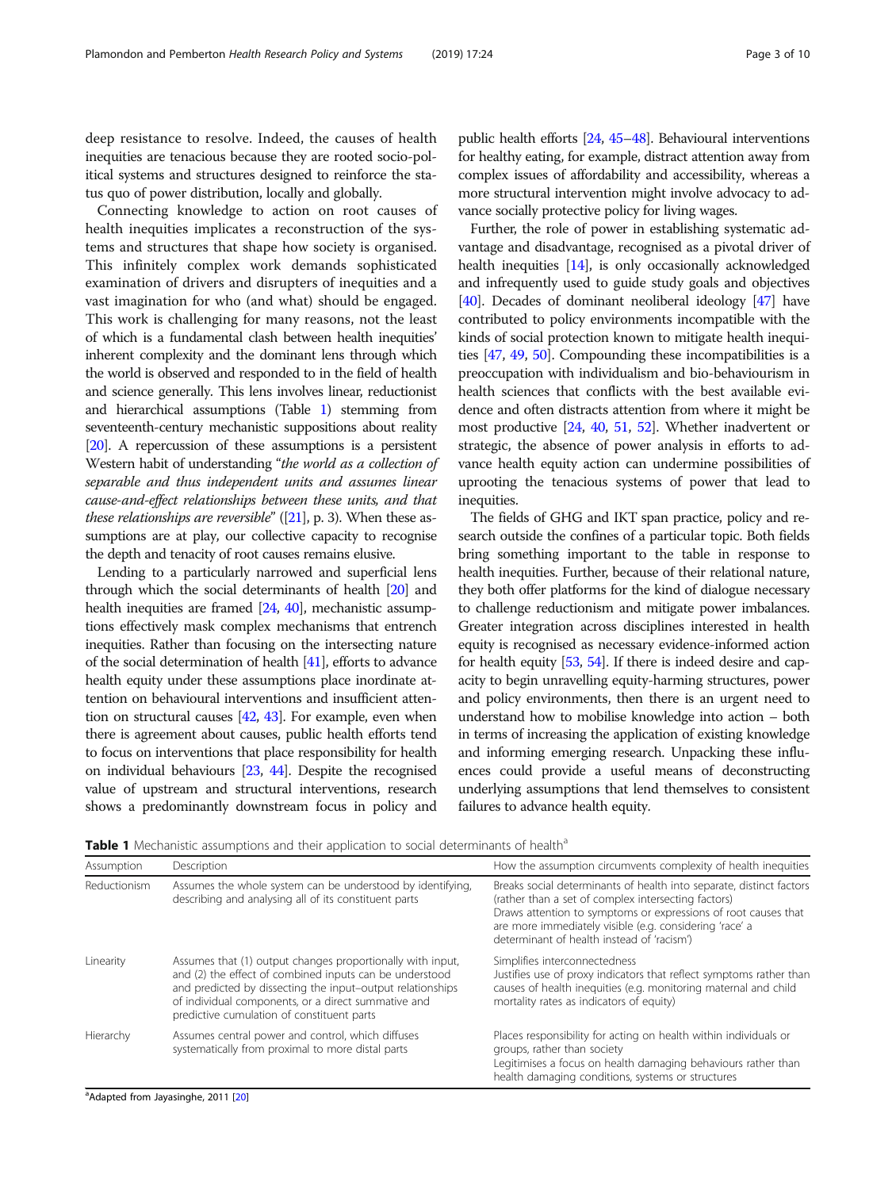deep resistance to resolve. Indeed, the causes of health inequities are tenacious because they are rooted socio-political systems and structures designed to reinforce the status quo of power distribution, locally and globally.

Connecting knowledge to action on root causes of health inequities implicates a reconstruction of the systems and structures that shape how society is organised. This infinitely complex work demands sophisticated examination of drivers and disrupters of inequities and a vast imagination for who (and what) should be engaged. This work is challenging for many reasons, not the least of which is a fundamental clash between health inequities' inherent complexity and the dominant lens through which the world is observed and responded to in the field of health and science generally. This lens involves linear, reductionist and hierarchical assumptions (Table 1) stemming from seventeenth-century mechanistic suppositions about reality [20]. A repercussion of these assumptions is a persistent Western habit of understanding "*the world as a collection of separable and thus independent units and assumes linear cause-and-effect relationships between these units, and that these relationships are reversible*" ([21], p. 3). When these assumptions are at play, our collective capacity to recognise the depth and tenacity of root causes remains elusive.

Lending to a particularly narrowed and superficial lens through which the social determinants of health [20] and health inequities are framed [24, 40], mechanistic assumptions effectively mask complex mechanisms that entrench inequities. Rather than focusing on the intersecting nature of the social determination of health [41], efforts to advance health equity under these assumptions place inordinate attention on behavioural interventions and insufficient attention on structural causes [42, 43]. For example, even when there is agreement about causes, public health efforts tend to focus on interventions that place responsibility for health on individual behaviours [23, 44]. Despite the recognised value of upstream and structural interventions, research shows a predominantly downstream focus in policy and public health efforts [24, 45–48]. Behavioural interventions for healthy eating, for example, distract attention away from complex issues of affordability and accessibility, whereas a more structural intervention might involve advocacy to advance socially protective policy for living wages.

Further, the role of power in establishing systematic advantage and disadvantage, recognised as a pivotal driver of health inequities [14], is only occasionally acknowledged and infrequently used to guide study goals and objectives [40]. Decades of dominant neoliberal ideology [47] have contributed to policy environments incompatible with the kinds of social protection known to mitigate health inequities [47, 49, 50]. Compounding these incompatibilities is a preoccupation with individualism and bio-behaviourism in health sciences that conflicts with the best available evidence and often distracts attention from where it might be most productive [24, 40, 51, 52]. Whether inadvertent or strategic, the absence of power analysis in efforts to advance health equity action can undermine possibilities of uprooting the tenacious systems of power that lead to inequities.

The fields of GHG and IKT span practice, policy and research outside the confines of a particular topic. Both fields bring something important to the table in response to health inequities. Further, because of their relational nature, they both offer platforms for the kind of dialogue necessary to challenge reductionism and mitigate power imbalances. Greater integration across disciplines interested in health equity is recognised as necessary evidence-informed action for health equity [53, 54]. If there is indeed desire and capacity to begin unravelling equity-harming structures, power and policy environments, then there is an urgent need to understand how to mobilise knowledge into action – both in terms of increasing the application of existing knowledge and informing emerging research. Unpacking these influences could provide a useful means of deconstructing underlying assumptions that lend themselves to consistent failures to advance health equity.

**Table 1** Mechanistic assumptions and their application to social determinants of health[a]

| Assumption | Description | How the assumption circumvents complexity of health inequities |
|---|---|---|
| Reductionism | Assumes the whole system can be understood by identifying, describing and analysing all of its constituent parts | Breaks social determinants of health into separate, distinct factors (rather than a set of complex intersecting factors)<br>Draws attention to symptoms or expressions of root causes that are more immediately visible (e.g. considering 'race' a determinant of health instead of 'racism') |
| Linearity | Assumes that (1) output changes proportionally with input, and (2) the effect of combined inputs can be understood and predicted by dissecting the input–output relationships of individual components, or a direct summative and predictive cumulation of constituent parts | Simplifies interconnectedness<br>Justifies use of proxy indicators that reflect symptoms rather than causes of health inequities (e.g. monitoring maternal and child mortality rates as indicators of equity) |
| Hierarchy | Assumes central power and control, which diffuses systematically from proximal to more distal parts | Places responsibility for acting on health within individuals or groups, rather than society<br>Legitimises a focus on health damaging behaviours rather than health damaging conditions, systems or structures |

[a]Adapted from Jayasinghe, 2011 [20]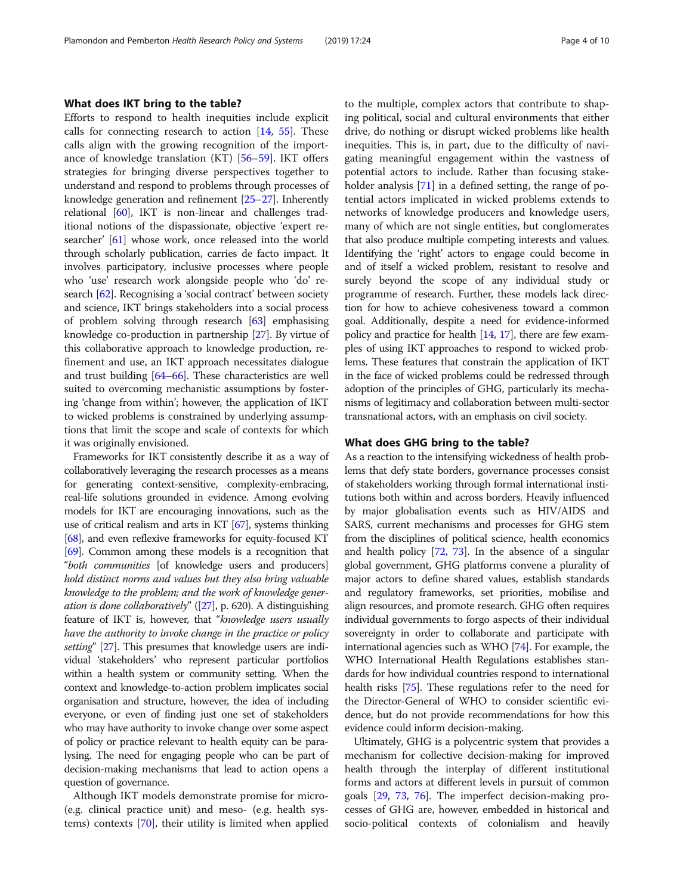## What does IKT bring to the table?

Efforts to respond to health inequities include explicit calls for connecting research to action [14, 55]. These calls align with the growing recognition of the importance of knowledge translation (KT) [56–59]. IKT offers strategies for bringing diverse perspectives together to understand and respond to problems through processes of knowledge generation and refinement [25–27]. Inherently relational [60], IKT is non-linear and challenges traditional notions of the dispassionate, objective 'expert researcher' [61] whose work, once released into the world through scholarly publication, carries de facto impact. It involves participatory, inclusive processes where people who 'use' research work alongside people who 'do' research [62]. Recognising a 'social contract' between society and science, IKT brings stakeholders into a social process of problem solving through research [63] emphasising knowledge co-production in partnership [27]. By virtue of this collaborative approach to knowledge production, refinement and use, an IKT approach necessitates dialogue and trust building [64–66]. These characteristics are well suited to overcoming mechanistic assumptions by fostering 'change from within'; however, the application of IKT to wicked problems is constrained by underlying assumptions that limit the scope and scale of contexts for which it was originally envisioned.

Frameworks for IKT consistently describe it as a way of collaboratively leveraging the research processes as a means for generating context-sensitive, complexity-embracing, real-life solutions grounded in evidence. Among evolving models for IKT are encouraging innovations, such as the use of critical realism and arts in KT [67], systems thinking [68], and even reflexive frameworks for equity-focused KT [69]. Common among these models is a recognition that "*both communities* [of knowledge users and producers] *hold distinct norms and values but they also bring valuable knowledge to the problem; and the work of knowledge generation is done collaboratively*" ([27], p. 620). A distinguishing feature of IKT is, however, that "*knowledge users usually have the authority to invoke change in the practice or policy setting*" [27]. This presumes that knowledge users are individual 'stakeholders' who represent particular portfolios within a health system or community setting. When the context and knowledge-to-action problem implicates social organisation and structure, however, the idea of including everyone, or even of finding just one set of stakeholders who may have authority to invoke change over some aspect of policy or practice relevant to health equity can be paralysing. The need for engaging people who can be part of decision-making mechanisms that lead to action opens a question of governance.

Although IKT models demonstrate promise for micro- (e.g. clinical practice unit) and meso- (e.g. health systems) contexts [70], their utility is limited when applied to the multiple, complex actors that contribute to shaping political, social and cultural environments that either drive, do nothing or disrupt wicked problems like health inequities. This is, in part, due to the difficulty of navigating meaningful engagement within the vastness of potential actors to include. Rather than focusing stakeholder analysis [71] in a defined setting, the range of potential actors implicated in wicked problems extends to networks of knowledge producers and knowledge users, many of which are not single entities, but conglomerates that also produce multiple competing interests and values. Identifying the 'right' actors to engage could become in and of itself a wicked problem, resistant to resolve and surely beyond the scope of any individual study or programme of research. Further, these models lack direction for how to achieve cohesiveness toward a common goal. Additionally, despite a need for evidence-informed policy and practice for health [14, 17], there are few examples of using IKT approaches to respond to wicked problems. These features that constrain the application of IKT in the face of wicked problems could be redressed through adoption of the principles of GHG, particularly its mechanisms of legitimacy and collaboration between multi-sector transnational actors, with an emphasis on civil society.

## What does GHG bring to the table?

As a reaction to the intensifying wickedness of health problems that defy state borders, governance processes consist of stakeholders working through formal international institutions both within and across borders. Heavily influenced by major globalisation events such as HIV/AIDS and SARS, current mechanisms and processes for GHG stem from the disciplines of political science, health economics and health policy [72, 73]. In the absence of a singular global government, GHG platforms convene a plurality of major actors to define shared values, establish standards and regulatory frameworks, set priorities, mobilise and align resources, and promote research. GHG often requires individual governments to forgo aspects of their individual sovereignty in order to collaborate and participate with international agencies such as WHO [74]. For example, the WHO International Health Regulations establishes standards for how individual countries respond to international health risks [75]. These regulations refer to the need for the Director-General of WHO to consider scientific evidence, but do not provide recommendations for how this evidence could inform decision-making.

Ultimately, GHG is a polycentric system that provides a mechanism for collective decision-making for improved health through the interplay of different institutional forms and actors at different levels in pursuit of common goals [29, 73, 76]. The imperfect decision-making processes of GHG are, however, embedded in historical and socio-political contexts of colonialism and heavily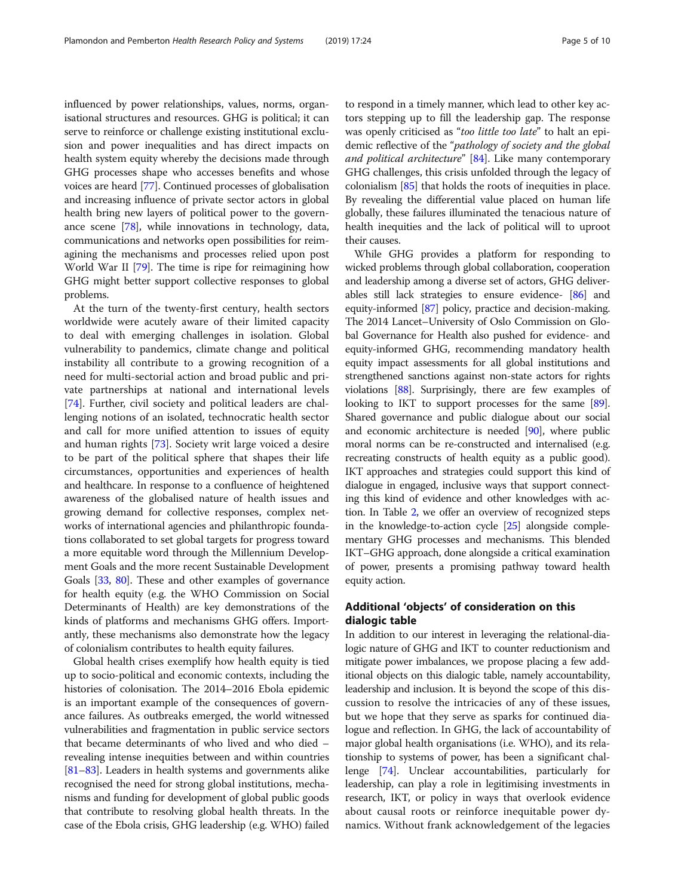influenced by power relationships, values, norms, organisational structures and resources. GHG is political; it can serve to reinforce or challenge existing institutional exclusion and power inequalities and has direct impacts on health system equity whereby the decisions made through GHG processes shape who accesses benefits and whose voices are heard [77]. Continued processes of globalisation and increasing influence of private sector actors in global health bring new layers of political power to the governance scene [78], while innovations in technology, data, communications and networks open possibilities for reimagining the mechanisms and processes relied upon post World War II [79]. The time is ripe for reimagining how GHG might better support collective responses to global problems.

At the turn of the twenty-first century, health sectors worldwide were acutely aware of their limited capacity to deal with emerging challenges in isolation. Global vulnerability to pandemics, climate change and political instability all contribute to a growing recognition of a need for multi-sectorial action and broad public and private partnerships at national and international levels [74]. Further, civil society and political leaders are challenging notions of an isolated, technocratic health sector and call for more unified attention to issues of equity and human rights [73]. Society writ large voiced a desire to be part of the political sphere that shapes their life circumstances, opportunities and experiences of health and healthcare. In response to a confluence of heightened awareness of the globalised nature of health issues and growing demand for collective responses, complex networks of international agencies and philanthropic foundations collaborated to set global targets for progress toward a more equitable word through the Millennium Development Goals and the more recent Sustainable Development Goals [33, 80]. These and other examples of governance for health equity (e.g. the WHO Commission on Social Determinants of Health) are key demonstrations of the kinds of platforms and mechanisms GHG offers. Importantly, these mechanisms also demonstrate how the legacy of colonialism contributes to health equity failures.

Global health crises exemplify how health equity is tied up to socio-political and economic contexts, including the histories of colonisation. The 2014–2016 Ebola epidemic is an important example of the consequences of governance failures. As outbreaks emerged, the world witnessed vulnerabilities and fragmentation in public service sectors that became determinants of who lived and who died – revealing intense inequities between and within countries [81–83]. Leaders in health systems and governments alike recognised the need for strong global institutions, mechanisms and funding for development of global public goods that contribute to resolving global health threats. In the case of the Ebola crisis, GHG leadership (e.g. WHO) failed to respond in a timely manner, which lead to other key actors stepping up to fill the leadership gap. The response was openly criticised as "*too little too late*" to halt an epidemic reflective of the "*pathology of society and the global and political architecture*" [84]. Like many contemporary GHG challenges, this crisis unfolded through the legacy of colonialism [85] that holds the roots of inequities in place. By revealing the differential value placed on human life globally, these failures illuminated the tenacious nature of health inequities and the lack of political will to uproot their causes.

While GHG provides a platform for responding to wicked problems through global collaboration, cooperation and leadership among a diverse set of actors, GHG deliverables still lack strategies to ensure evidence- [86] and equity-informed [87] policy, practice and decision-making. The 2014 Lancet–University of Oslo Commission on Global Governance for Health also pushed for evidence- and equity-informed GHG, recommending mandatory health equity impact assessments for all global institutions and strengthened sanctions against non-state actors for rights violations [88]. Surprisingly, there are few examples of looking to IKT to support processes for the same [89]. Shared governance and public dialogue about our social and economic architecture is needed [90], where public moral norms can be re-constructed and internalised (e.g. recreating constructs of health equity as a public good). IKT approaches and strategies could support this kind of dialogue in engaged, inclusive ways that support connecting this kind of evidence and other knowledges with action. In Table 2, we offer an overview of recognized steps in the knowledge-to-action cycle [25] alongside complementary GHG processes and mechanisms. This blended IKT–GHG approach, done alongside a critical examination of power, presents a promising pathway toward health equity action.

## Additional 'objects' of consideration on this dialogic table

In addition to our interest in leveraging the relational-dialogic nature of GHG and IKT to counter reductionism and mitigate power imbalances, we propose placing a few additional objects on this dialogic table, namely accountability, leadership and inclusion. It is beyond the scope of this discussion to resolve the intricacies of any of these issues, but we hope that they serve as sparks for continued dialogue and reflection. In GHG, the lack of accountability of major global health organisations (i.e. WHO), and its relationship to systems of power, has been a significant challenge [74]. Unclear accountabilities, particularly for leadership, can play a role in legitimising investments in research, IKT, or policy in ways that overlook evidence about causal roots or reinforce inequitable power dynamics. Without frank acknowledgement of the legacies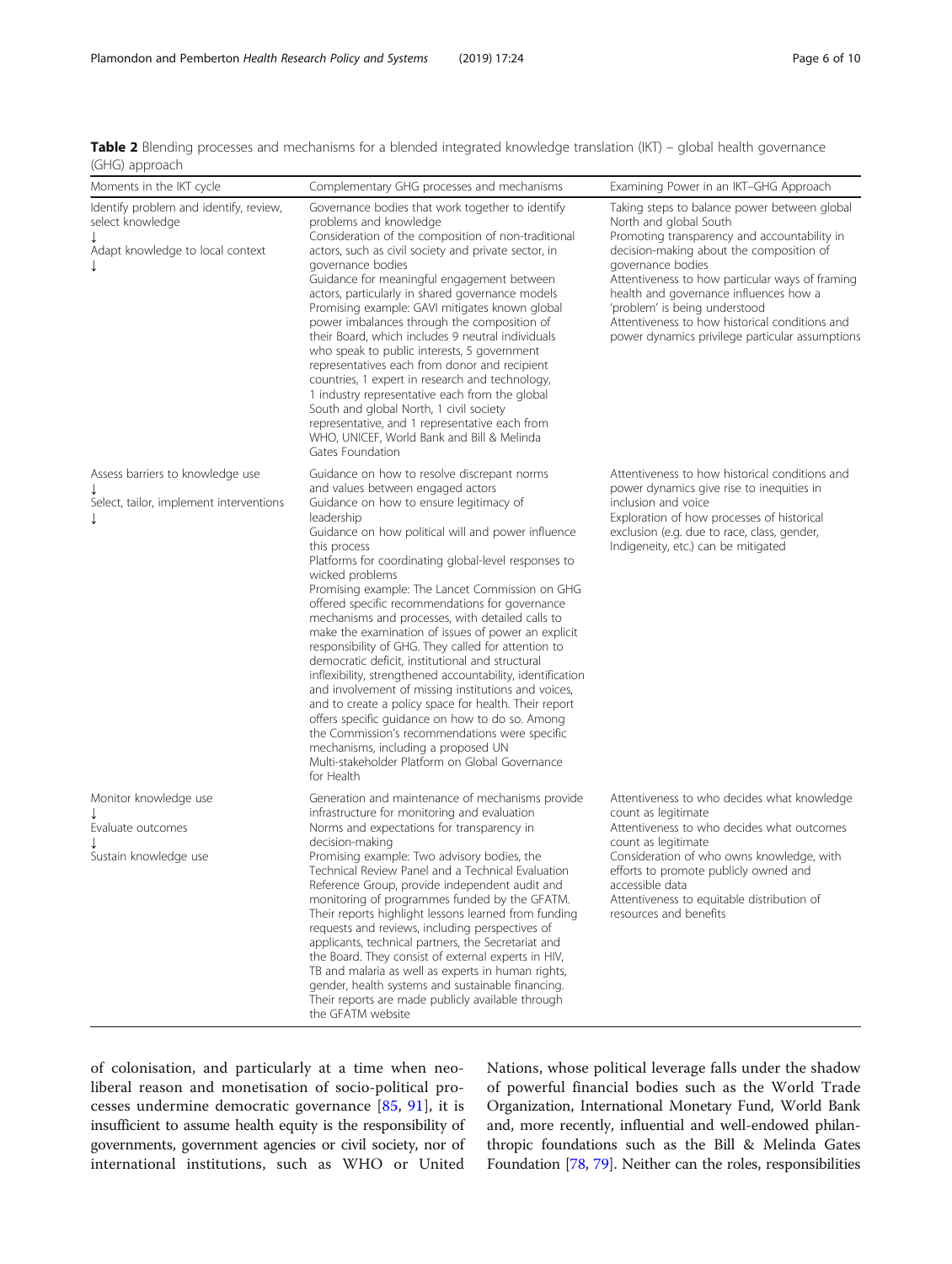**Table 2** Blending processes and mechanisms for a blended integrated knowledge translation (IKT) – global health governance (GHG) approach

| Moments in the IKT cycle | Complementary GHG processes and mechanisms | Examining Power in an IKT–GHG Approach |
|---|---|---|
| Identify problem and identify, review, select knowledge ↓ Adapt knowledge to local context ↓ | Governance bodies that work together to identify problems and knowledge<br>Consideration of the composition of non-traditional actors, such as civil society and private sector, in governance bodies<br>Guidance for meaningful engagement between actors, particularly in shared governance models<br>Promising example: GAVI mitigates known global power imbalances through the composition of their Board, which includes 9 neutral individuals who speak to public interests, 5 government representatives each from donor and recipient countries, 1 expert in research and technology, 1 industry representative each from the global South and global North, 1 civil society representative, and 1 representative each from WHO, UNICEF, World Bank and Bill & Melinda Gates Foundation | Taking steps to balance power between global North and global South<br>Promoting transparency and accountability in decision-making about the composition of governance bodies<br>Attentiveness to how particular ways of framing health and governance influences how a 'problem' is being understood<br>Attentiveness to how historical conditions and power dynamics privilege particular assumptions |
| Assess barriers to knowledge use ↓ Select, tailor, implement interventions ↓ | Guidance on how to resolve discrepant norms and values between engaged actors<br>Guidance on how to ensure legitimacy of leadership<br>Guidance on how political will and power influence this process<br>Platforms for coordinating global-level responses to wicked problems<br>Promising example: The Lancet Commission on GHG offered specific recommendations for governance mechanisms and processes, with detailed calls to make the examination of issues of power an explicit responsibility of GHG. They called for attention to democratic deficit, institutional and structural inflexibility, strengthened accountability, identification and involvement of missing institutions and voices, and to create a policy space for health. Their report offers specific guidance on how to do so. Among the Commission's recommendations were specific mechanisms, including a proposed UN Multi-stakeholder Platform on Global Governance for Health | Attentiveness to how historical conditions and power dynamics give rise to inequities in inclusion and voice<br>Exploration of how processes of historical exclusion (e.g. due to race, class, gender, Indigeneity, etc.) can be mitigated |
| Monitor knowledge use ↓ Evaluate outcomes ↓ Sustain knowledge use | Generation and maintenance of mechanisms provide infrastructure for monitoring and evaluation<br>Norms and expectations for transparency in decision-making<br>Promising example: Two advisory bodies, the Technical Review Panel and a Technical Evaluation Reference Group, provide independent audit and monitoring of programmes funded by the GFATM. Their reports highlight lessons learned from funding requests and reviews, including perspectives of applicants, technical partners, the Secretariat and the Board. They consist of external experts in HIV, TB and malaria as well as experts in human rights, gender, health systems and sustainable financing. Their reports are made publicly available through the GFATM website | Attentiveness to who decides what knowledge count as legitimate<br>Attentiveness to who decides what outcomes count as legitimate<br>Consideration of who owns knowledge, with efforts to promote publicly owned and accessible data<br>Attentiveness to equitable distribution of resources and benefits |

of colonisation, and particularly at a time when neoliberal reason and monetisation of socio-political processes undermine democratic governance [85, 91], it is insufficient to assume health equity is the responsibility of governments, government agencies or civil society, nor of international institutions, such as WHO or United Nations, whose political leverage falls under the shadow of powerful financial bodies such as the World Trade Organization, International Monetary Fund, World Bank and, more recently, influential and well-endowed philanthropic foundations such as the Bill & Melinda Gates Foundation [78, 79]. Neither can the roles, responsibilities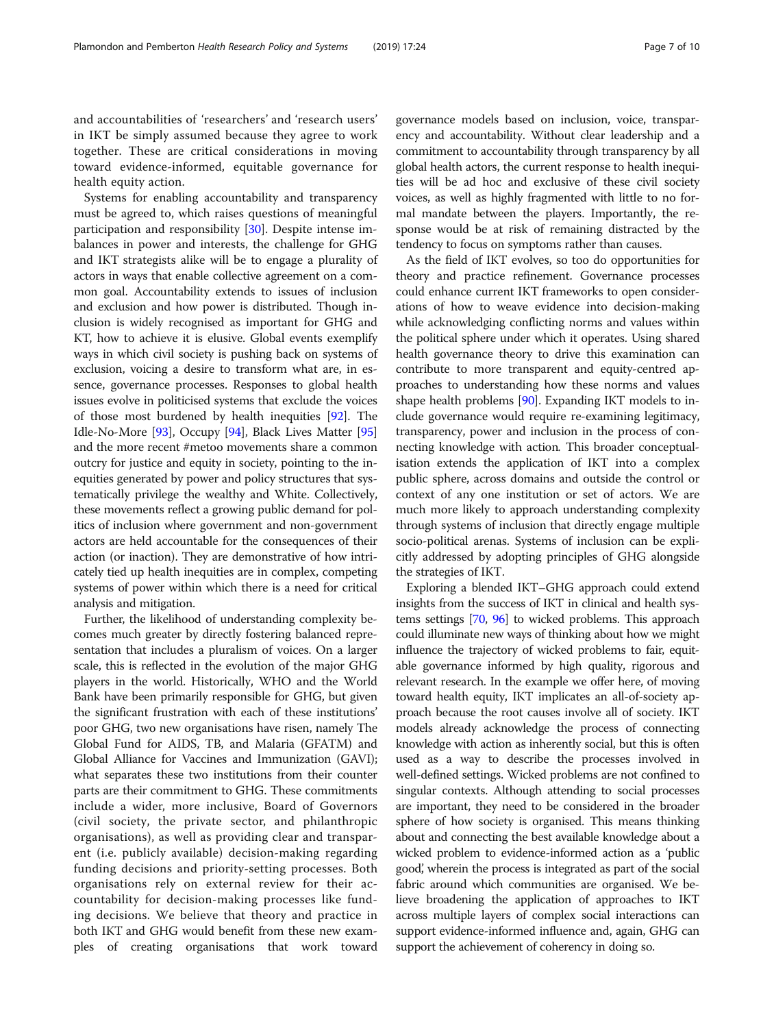and accountabilities of 'researchers' and 'research users' in IKT be simply assumed because they agree to work together. These are critical considerations in moving toward evidence-informed, equitable governance for health equity action.

Systems for enabling accountability and transparency must be agreed to, which raises questions of meaningful participation and responsibility [30]. Despite intense imbalances in power and interests, the challenge for GHG and IKT strategists alike will be to engage a plurality of actors in ways that enable collective agreement on a common goal. Accountability extends to issues of inclusion and exclusion and how power is distributed. Though inclusion is widely recognised as important for GHG and KT, how to achieve it is elusive. Global events exemplify ways in which civil society is pushing back on systems of exclusion, voicing a desire to transform what are, in essence, governance processes. Responses to global health issues evolve in politicised systems that exclude the voices of those most burdened by health inequities [92]. The Idle-No-More [93], Occupy [94], Black Lives Matter [95] and the more recent #metoo movements share a common outcry for justice and equity in society, pointing to the inequities generated by power and policy structures that systematically privilege the wealthy and White. Collectively, these movements reflect a growing public demand for politics of inclusion where government and non-government actors are held accountable for the consequences of their action (or inaction). They are demonstrative of how intricately tied up health inequities are in complex, competing systems of power within which there is a need for critical analysis and mitigation.

Further, the likelihood of understanding complexity becomes much greater by directly fostering balanced representation that includes a pluralism of voices. On a larger scale, this is reflected in the evolution of the major GHG players in the world. Historically, WHO and the World Bank have been primarily responsible for GHG, but given the significant frustration with each of these institutions' poor GHG, two new organisations have risen, namely The Global Fund for AIDS, TB, and Malaria (GFATM) and Global Alliance for Vaccines and Immunization (GAVI); what separates these two institutions from their counter parts are their commitment to GHG. These commitments include a wider, more inclusive, Board of Governors (civil society, the private sector, and philanthropic organisations), as well as providing clear and transparent (i.e. publicly available) decision-making regarding funding decisions and priority-setting processes. Both organisations rely on external review for their accountability for decision-making processes like funding decisions. We believe that theory and practice in both IKT and GHG would benefit from these new examples of creating organisations that work toward governance models based on inclusion, voice, transparency and accountability. Without clear leadership and a commitment to accountability through transparency by all global health actors, the current response to health inequities will be ad hoc and exclusive of these civil society voices, as well as highly fragmented with little to no formal mandate between the players. Importantly, the response would be at risk of remaining distracted by the tendency to focus on symptoms rather than causes.

As the field of IKT evolves, so too do opportunities for theory and practice refinement. Governance processes could enhance current IKT frameworks to open considerations of how to weave evidence into decision-making while acknowledging conflicting norms and values within the political sphere under which it operates. Using shared health governance theory to drive this examination can contribute to more transparent and equity-centred approaches to understanding how these norms and values shape health problems [90]. Expanding IKT models to include governance would require re-examining legitimacy, transparency, power and inclusion in the process of connecting knowledge with action. This broader conceptualisation extends the application of IKT into a complex public sphere, across domains and outside the control or context of any one institution or set of actors. We are much more likely to approach understanding complexity through systems of inclusion that directly engage multiple socio-political arenas. Systems of inclusion can be explicitly addressed by adopting principles of GHG alongside the strategies of IKT.

Exploring a blended IKT–GHG approach could extend insights from the success of IKT in clinical and health systems settings [70, 96] to wicked problems. This approach could illuminate new ways of thinking about how we might influence the trajectory of wicked problems to fair, equitable governance informed by high quality, rigorous and relevant research. In the example we offer here, of moving toward health equity, IKT implicates an all-of-society approach because the root causes involve all of society. IKT models already acknowledge the process of connecting knowledge with action as inherently social, but this is often used as a way to describe the processes involved in well-defined settings. Wicked problems are not confined to singular contexts. Although attending to social processes are important, they need to be considered in the broader sphere of how society is organised. This means thinking about and connecting the best available knowledge about a wicked problem to evidence-informed action as a 'public good', wherein the process is integrated as part of the social fabric around which communities are organised. We believe broadening the application of approaches to IKT across multiple layers of complex social interactions can support evidence-informed influence and, again, GHG can support the achievement of coherency in doing so.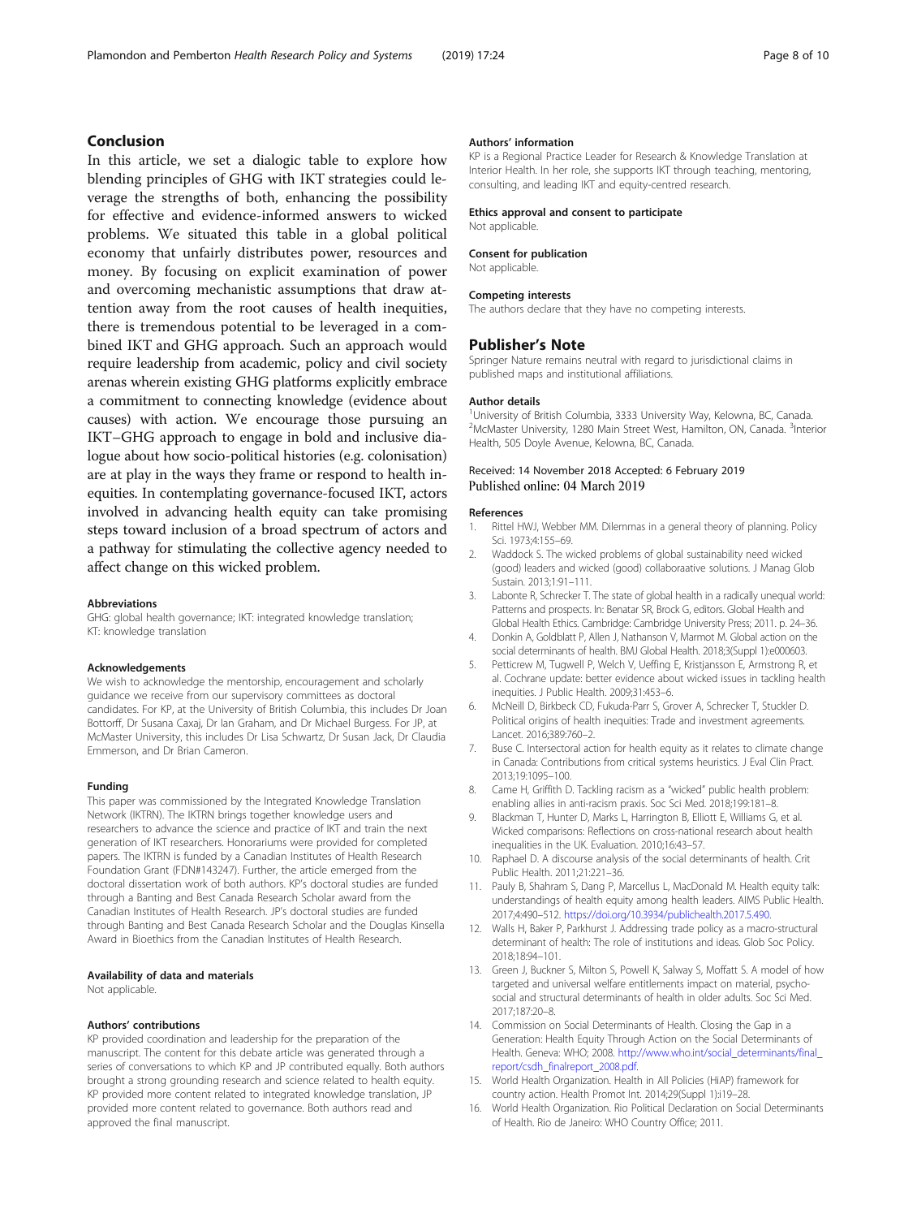## Conclusion

In this article, we set a dialogic table to explore how blending principles of GHG with IKT strategies could leverage the strengths of both, enhancing the possibility for effective and evidence-informed answers to wicked problems. We situated this table in a global political economy that unfairly distributes power, resources and money. By focusing on explicit examination of power and overcoming mechanistic assumptions that draw attention away from the root causes of health inequities, there is tremendous potential to be leveraged in a combined IKT and GHG approach. Such an approach would require leadership from academic, policy and civil society arenas wherein existing GHG platforms explicitly embrace a commitment to connecting knowledge (evidence about causes) with action. We encourage those pursuing an IKT–GHG approach to engage in bold and inclusive dialogue about how socio-political histories (e.g. colonisation) are at play in the ways they frame or respond to health inequities. In contemplating governance-focused IKT, actors involved in advancing health equity can take promising steps toward inclusion of a broad spectrum of actors and a pathway for stimulating the collective agency needed to affect change on this wicked problem.

#### Abbreviations

GHG: global health governance; IKT: integrated knowledge translation; KT: knowledge translation

#### Acknowledgements

We wish to acknowledge the mentorship, encouragement and scholarly guidance we receive from our supervisory committees as doctoral candidates. For KP, at the University of British Columbia, this includes Dr Joan Bottorff, Dr Susana Caxaj, Dr Ian Graham, and Dr Michael Burgess. For JP, at McMaster University, this includes Dr Lisa Schwartz, Dr Susan Jack, Dr Claudia Emmerson, and Dr Brian Cameron.

#### Funding

This paper was commissioned by the Integrated Knowledge Translation Network (IKTRN). The IKTRN brings together knowledge users and researchers to advance the science and practice of IKT and train the next generation of IKT researchers. Honorariums were provided for completed papers. The IKTRN is funded by a Canadian Institutes of Health Research Foundation Grant (FDN#143247). Further, the article emerged from the doctoral dissertation work of both authors. KP's doctoral studies are funded through a Banting and Best Canada Research Scholar award from the Canadian Institutes of Health Research. JP's doctoral studies are funded through Banting and Best Canada Research Scholar and the Douglas Kinsella Award in Bioethics from the Canadian Institutes of Health Research.

#### Availability of data and materials

Not applicable.

#### Authors' contributions

KP provided coordination and leadership for the preparation of the manuscript. The content for this debate article was generated through a series of conversations to which KP and JP contributed equally. Both authors brought a strong grounding research and science related to health equity. KP provided more content related to integrated knowledge translation, JP provided more content related to governance. Both authors read and approved the final manuscript.

#### Authors' information

KP is a Regional Practice Leader for Research & Knowledge Translation at Interior Health. In her role, she supports IKT through teaching, mentoring, consulting, and leading IKT and equity-centred research.

#### Ethics approval and consent to participate

Not applicable.

#### Consent for publication

Not applicable.

#### Competing interests

The authors declare that they have no competing interests.

### Publisher's Note

Springer Nature remains neutral with regard to jurisdictional claims in published maps and institutional affiliations.

#### Author details

[1]University of British Columbia, 3333 University Way, Kelowna, BC, Canada. [2]McMaster University, 1280 Main Street West, Hamilton, ON, Canada. [3]Interior Health, 505 Doyle Avenue, Kelowna, BC, Canada.

Received: 14 November 2018 Accepted: 6 February 2019
Published online: 04 March 2019

#### References

1. Rittel HWJ, Webber MM. Dilemmas in a general theory of planning. Policy Sci. 1973;4:155–69.
2. Waddock S. The wicked problems of global sustainability need wicked (good) leaders and wicked (good) collaboraative solutions. J Manag Glob Sustain. 2013;1:91–111.
3. Labonte R, Schrecker T. The state of global health in a radically unequal world: Patterns and prospects. In: Benatar SR, Brock G, editors. Global Health and Global Health Ethics. Cambridge: Cambridge University Press; 2011. p. 24–36.
4. Donkin A, Goldblatt P, Allen J, Nathanson V, Marmot M. Global action on the social determinants of health. BMJ Global Health. 2018;3(Suppl 1):e000603.
5. Petticrew M, Tugwell P, Welch V, Ueffing E, Kristjansson E, Armstrong R, et al. Cochrane update: better evidence about wicked issues in tackling health inequities. J Public Health. 2009;31:453–6.
6. McNeill D, Birkbeck CD, Fukuda-Parr S, Grover A, Schrecker T, Stuckler D. Political origins of health inequities: Trade and investment agreements. Lancet. 2016;389:760–2.
7. Buse C. Intersectoral action for health equity as it relates to climate change in Canada: Contributions from critical systems heuristics. J Eval Clin Pract. 2013;19:1095–100.
8. Came H, Griffith D. Tackling racism as a "wicked" public health problem: enabling allies in anti-racism praxis. Soc Sci Med. 2018;199:181–8.
9. Blackman T, Hunter D, Marks L, Harrington B, Elliott E, Williams G, et al. Wicked comparisons: Reflections on cross-national research about health inequalities in the UK. Evaluation. 2010;16:43–57.
10. Raphael D. A discourse analysis of the social determinants of health. Crit Public Health. 2011;21:221–36.
11. Pauly B, Shahram S, Dang P, Marcellus L, MacDonald M. Health equity talk: understandings of health equity among health leaders. AIMS Public Health. 2017;4:490–512. https://doi.org/10.3934/publichealth.2017.5.490.
12. Walls H, Baker P, Parkhurst J. Addressing trade policy as a macro-structural determinant of health: The role of institutions and ideas. Glob Soc Policy. 2018;18:94–101.
13. Green J, Buckner S, Milton S, Powell K, Salway S, Moffatt S. A model of how targeted and universal welfare entitlements impact on material, psycho-social and structural determinants of health in older adults. Soc Sci Med. 2017;187:20–8.
14. Commission on Social Determinants of Health. Closing the Gap in a Generation: Health Equity Through Action on the Social Determinants of Health. Geneva: WHO; 2008. http://www.who.int/social_determinants/final_report/csdh_finalreport_2008.pdf.
15. World Health Organization. Health in All Policies (HiAP) framework for country action. Health Promot Int. 2014;29(Suppl 1):i19–28.
16. World Health Organization. Rio Political Declaration on Social Determinants of Health. Rio de Janeiro: WHO Country Office; 2011.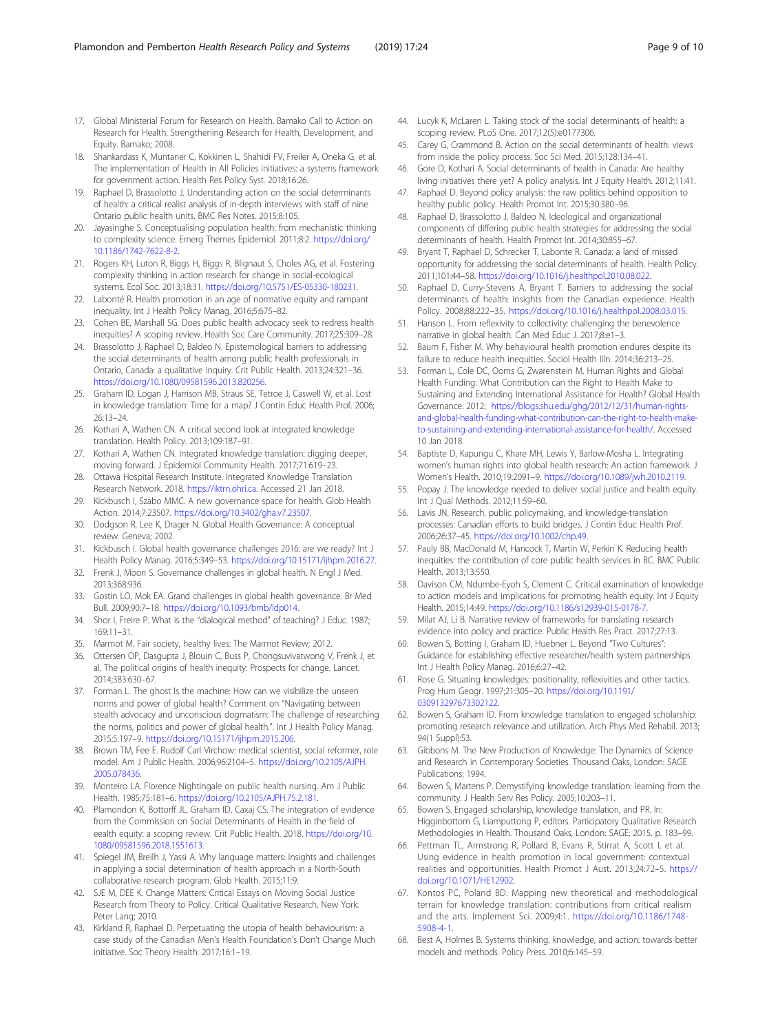17. Global Ministerial Forum for Research on Health. Bamako Call to Action on Research for Health: Strengthening Research for Health, Development, and Equity. Bamako; 2008.
18. Shankardass K, Muntaner C, Kokkinen L, Shahidi FV, Freiler A, Oneka G, et al. The implementation of Health in All Policies initiatives: a systems framework for government action. Health Res Policy Syst. 2018;16:26.
19. Raphael D, Brassolotto J. Understanding action on the social determinants of health: a critical realist analysis of in-depth interviews with staff of nine Ontario public health units. BMC Res Notes. 2015;8:105.
20. Jayasinghe S. Conceptualising population health: from mechanistic thinking to complexity science. Emerg Themes Epidemiol. 2011;8:2. https://doi.org/10.1186/1742-7622-8-2.
21. Rogers KH, Luton R, Biggs H, Biggs R, Blignaut S, Choles AG, et al. Fostering complexity thinking in action research for change in social-ecological systems. Ecol Soc. 2013;18:31. https://doi.org/10.5751/ES-05330-180231.
22. Labonté R. Health promotion in an age of normative equity and rampant inequality. Int J Health Policy Manag. 2016;5:675–82.
23. Cohen BE, Marshall SG. Does public health advocacy seek to redress health inequities? A scoping review. Health Soc Care Community. 2017;25:309–28.
24. Brassolotto J, Raphael D, Baldeo N. Epistemological barriers to addressing the social determinants of health among public health professionals in Ontario, Canada: a qualitative inquiry. Crit Public Health. 2013;24:321–36. https://doi.org/10.1080/09581596.2013.820256.
25. Graham ID, Logan J, Harrison MB, Straus SE, Tetroe J, Caswell W, et al. Lost in knowledge translation: Time for a map? J Contin Educ Health Prof. 2006; 26:13–24.
26. Kothari A, Wathen CN. A critical second look at integrated knowledge translation. Health Policy. 2013;109:187–91.
27. Kothari A, Wathen CN. Integrated knowledge translation: digging deeper, moving forward. J Epidemiol Community Health. 2017;71:619–23.
28. Ottawa Hospital Research Institute. Integrated Knowledge Translation Research Network. 2018. https://iktrn.ohri.ca. Accessed 21 Jan 2018.
29. Kickbusch I, Szabo MMC. A new governance space for health. Glob Health Action. 2014;7:23507. https://doi.org/10.3402/gha.v7.23507.
30. Dodgson R, Lee K, Drager N. Global Health Governance: A conceptual review. Geneva; 2002.
31. Kickbusch I. Global health governance challenges 2016: are we ready? Int J Health Policy Manag. 2016;5:349–53. https://doi.org/10.15171/ijhpm.2016.27.
32. Frenk J, Moon S. Governance challenges in global health. N Engl J Med. 2013;368:936.
33. Gostin LO, Mok EA. Grand challenges in global health governance. Br Med Bull. 2009;90:7–18. https://doi.org/10.1093/bmb/ldp014.
34. Shor I, Freire P. What is the "dialogical method" of teaching? J Educ. 1987; 169:11–31.
35. Marmot M. Fair society, healthy lives: The Marmot Review; 2012.
36. Ottersen OP, Dasgupta J, Blouin C, Buss P, Chongsuvivatwong V, Frenk J, et al. The political origins of health inequity: Prospects for change. Lancet. 2014;383:630–67.
37. Forman L. The ghost Is the machine: How can we visibilize the unseen norms and power of global health? Comment on "Navigating between stealth advocacy and unconscious dogmatism: The challenge of researching the norms, politics and power of global health.". Int J Health Policy Manag. 2015;5:197–9. https://doi.org/10.15171/ijhpm.2015.206.
38. Brown TM, Fee E. Rudolf Carl Virchow: medical scientist, social reformer, role model. Am J Public Health. 2006;96:2104–5. https://doi.org/10.2105/AJPH.2005.078436.
39. Monteiro LA. Florence Nightingale on public health nursing. Am J Public Health. 1985;75:181–6. https://doi.org/10.2105/AJPH.75.2.181.
40. Plamondon K, Bottorff JL, Graham ID, Caxaj CS. The integration of evidence from the Commission on Social Determinants of Health in the field of eealth equity: a scoping review. Crit Public Health. 2018. https://doi.org/10.1080/09581596.2018.1551613.
41. Spiegel JM, Breilh J, Yassi A. Why language matters: Insights and challenges in applying a social determination of health approach in a North-South collaborative research program. Glob Health. 2015;11:9.
42. SJE M, DEE K. Change Matters: Critical Essays on Moving Social Justice Research from Theory to Policy. Critical Qualitative Research. New York: Peter Lang; 2010.
43. Kirkland R, Raphael D. Perpetuating the utopia of health behaviourism: a case study of the Canadian Men's Health Foundation's Don't Change Much initiative. Soc Theory Health. 2017;16:1–19.
44. Lucyk K, McLaren L. Taking stock of the social determinants of health: a scoping review. PLoS One. 2017;12(5):e0177306.
45. Carey G, Crammond B. Action on the social determinants of health: views from inside the policy process. Soc Sci Med. 2015;128:134–41.
46. Gore D, Kothari A. Social determinants of health in Canada: Are healthy living initiatives there yet? A policy analysis. Int J Equity Health. 2012;11:41.
47. Raphael D. Beyond policy analysis: the raw politics behind opposition to healthy public policy. Health Promot Int. 2015;30:380–96.
48. Raphael D, Brassolotto J, Baldeo N. Ideological and organizational components of differing public health strategies for addressing the social determinants of health. Health Promot Int. 2014;30:855–67.
49. Bryant T, Raphael D, Schrecker T, Labonte R. Canada: a land of missed opportunity for addressing the social determinants of health. Health Policy. 2011;101:44–58. https://doi.org/10.1016/j.healthpol.2010.08.022.
50. Raphael D, Curry-Stevens A, Bryant T. Barriers to addressing the social determinants of health: insights from the Canadian experience. Health Policy. 2008;88:222–35. https://doi.org/10.1016/j.healthpol.2008.03.015.
51. Hanson L. From reflexivity to collectivity: challenging the benevolence narrative in global health. Can Med Educ J. 2017;8:e1–3.
52. Baum F, Fisher M. Why behavioural health promotion endures despite its failure to reduce health inequities. Sociol Health Illn. 2014;36:213–25.
53. Forman L, Cole DC, Ooms G, Zwarenstein M. Human Rights and Global Health Funding: What Contribution can the Right to Health Make to Sustaining and Extending International Assistance for Health? Global Health Governance. 2012; https://blogs.shu.edu/ghg/2012/12/31/human-rights-and-global-health-funding-what-contribution-can-the-right-to-health-make-to-sustaining-and-extending-international-assistance-for-health/. Accessed 10 Jan 2018.
54. Baptiste D, Kapungu C, Khare MH, Lewis Y, Barlow-Mosha L. Integrating women's human rights into global health research: An action framework. J Women's Health. 2010;19:2091–9. https://doi.org/10.1089/jwh.2010.2119.
55. Popay J. The knowledge needed to deliver social justice and health equity. Int J Qual Methods. 2012;11:59–60.
56. Lavis JN. Research, public policymaking, and knowledge-translation processes: Canadian efforts to build bridges. J Contin Educ Health Prof. 2006;26:37–45. https://doi.org/10.1002/chp.49.
57. Pauly BB, MacDonald M, Hancock T, Martin W, Perkin K. Reducing health inequities: the contribution of core public health services in BC. BMC Public Health. 2013;13:550.
58. Davison CM, Ndumbe-Eyoh S, Clement C. Critical examination of knowledge to action models and implications for promoting health equity. Int J Equity Health. 2015;14:49. https://doi.org/10.1186/s12939-015-0178-7.
59. Milat AJ, Li B. Narrative review of frameworks for translating research evidence into policy and practice. Public Health Res Pract. 2017;27:13.
60. Bowen S, Botting I, Graham ID, Huebner L. Beyond "Two Cultures": Guidance for establishing effective researcher/health system partnerships. Int J Health Policy Manag. 2016;6:27–42.
61. Rose G. Situating knowledges: positionality, reflexivities and other tactics. Prog Hum Geogr. 1997;21:305–20. https://doi.org/10.1191/030913297673302122.
62. Bowen S, Graham ID. From knowledge translation to engaged scholarship: promoting research relevance and utilization. Arch Phys Med Rehabil. 2013; 94(1 Suppl):S3.
63. Gibbons M. The New Production of Knowledge: The Dynamics of Science and Research in Contemporary Societies. Thousand Oaks, London: SAGE Publications; 1994.
64. Bowen S, Martens P. Demystifying knowledge translation: learning from the community. J Health Serv Res Policy. 2005;10:203–11.
65. Bowen S. Engaged scholarship, knowledge translation, and PR. In: Higginbottom G, Liamputtong P, editors. Participatory Qualitative Research Methodologies in Health. Thousand Oaks, London: SAGE; 2015. p. 183–99.
66. Pettman TL, Armstrong R, Pollard B, Evans R, Stirrat A, Scott I, et al. Using evidence in health promotion in local government: contextual realities and opportunities. Health Promot J Aust. 2013;24:72–5. https://doi.org/10.1071/HE12902.
67. Kontos PC, Poland BD. Mapping new theoretical and methodological terrain for knowledge translation: contributions from critical realism and the arts. Implement Sci. 2009;4:1. https://doi.org/10.1186/1748-5908-4-1.
68. Best A, Holmes B. Systems thinking, knowledge, and action: towards better models and methods. Policy Press. 2010;6:145–59.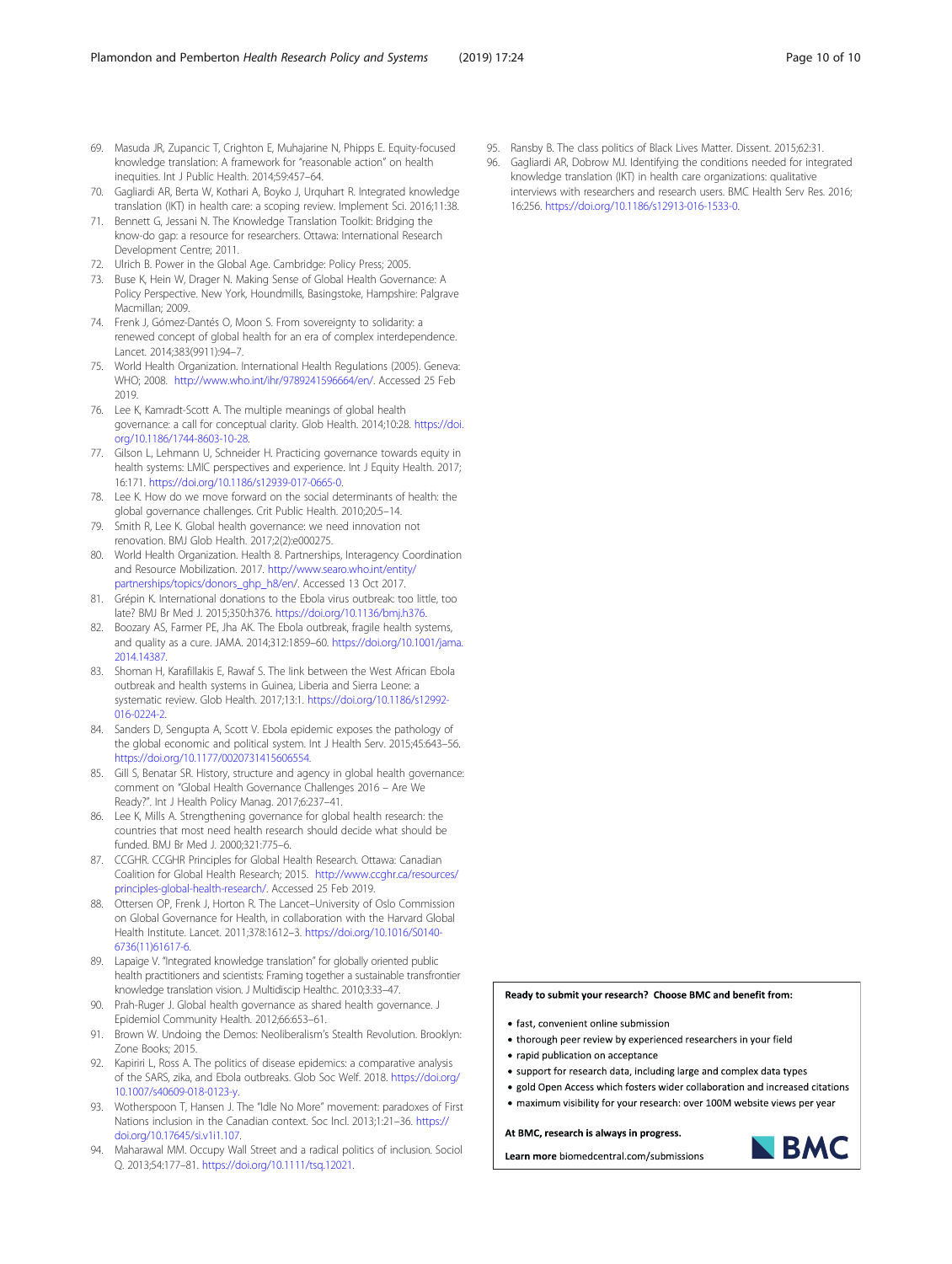69. Masuda JR, Zupancic T, Crighton E, Muhajarine N, Phipps E. Equity-focused knowledge translation: A framework for "reasonable action" on health inequities. Int J Public Health. 2014;59:457–64.
70. Gagliardi AR, Berta W, Kothari A, Boyko J, Urquhart R. Integrated knowledge translation (IKT) in health care: a scoping review. Implement Sci. 2016;11:38.
71. Bennett G, Jessani N. The Knowledge Translation Toolkit: Bridging the know-do gap: a resource for researchers. Ottawa: International Research Development Centre; 2011.
72. Ulrich B. Power in the Global Age. Cambridge: Policy Press; 2005.
73. Buse K, Hein W, Drager N. Making Sense of Global Health Governance: A Policy Perspective. New York, Houndmills, Basingstoke, Hampshire: Palgrave Macmillan; 2009.
74. Frenk J, Gómez-Dantés O, Moon S. From sovereignty to solidarity: a renewed concept of global health for an era of complex interdependence. Lancet. 2014;383(9911):94–7.
75. World Health Organization. International Health Regulations (2005). Geneva: WHO; 2008. http://www.who.int/ihr/9789241596664/en/. Accessed 25 Feb 2019.
76. Lee K, Kamradt-Scott A. The multiple meanings of global health governance: a call for conceptual clarity. Glob Health. 2014;10:28. https://doi.org/10.1186/1744-8603-10-28.
77. Gilson L, Lehmann U, Schneider H. Practicing governance towards equity in health systems: LMIC perspectives and experience. Int J Equity Health. 2017;16:171. https://doi.org/10.1186/s12939-017-0665-0.
78. Lee K. How do we move forward on the social determinants of health: the global governance challenges. Crit Public Health. 2010;20:5–14.
79. Smith R, Lee K. Global health governance: we need innovation not renovation. BMJ Glob Health. 2017;2(2):e000275.
80. World Health Organization. Health 8. Partnerships, Interagency Coordination and Resource Mobilization. 2017. http://www.searo.who.int/entity/partnerships/topics/donors_ghp_h8/en/. Accessed 13 Oct 2017.
81. Grépin K. International donations to the Ebola virus outbreak: too little, too late? BMJ Br Med J. 2015;350:h376. https://doi.org/10.1136/bmj.h376.
82. Boozary AS, Farmer PE, Jha AK. The Ebola outbreak, fragile health systems, and quality as a cure. JAMA. 2014;312:1859–60. https://doi.org/10.1001/jama.2014.14387.
83. Shoman H, Karafillakis E, Rawaf S. The link between the West African Ebola outbreak and health systems in Guinea, Liberia and Sierra Leone: a systematic review. Glob Health. 2017;13:1. https://doi.org/10.1186/s12992-016-0224-2.
84. Sanders D, Sengupta A, Scott V. Ebola epidemic exposes the pathology of the global economic and political system. Int J Health Serv. 2015;45:643–56. https://doi.org/10.1177/0020731415606554.
85. Gill S, Benatar SR. History, structure and agency in global health governance: comment on "Global Health Governance Challenges 2016 – Are We Ready?". Int J Health Policy Manag. 2017;6:237–41.
86. Lee K, Mills A. Strengthening governance for global health research: the countries that most need health research should decide what should be funded. BMJ Br Med J. 2000;321:775–6.
87. CCGHR. CCGHR Principles for Global Health Research. Ottawa: Canadian Coalition for Global Health Research; 2015. http://www.ccghr.ca/resources/principles-global-health-research/. Accessed 25 Feb 2019.
88. Ottersen OP, Frenk J, Horton R. The Lancet–University of Oslo Commission on Global Governance for Health, in collaboration with the Harvard Global Health Institute. Lancet. 2011;378:1612–3. https://doi.org/10.1016/S0140-6736(11)61617-6.
89. Lapaige V. "Integrated knowledge translation" for globally oriented public health practitioners and scientists: Framing together a sustainable transfrontier knowledge translation vision. J Multidiscip Healthc. 2010;3:33–47.
90. Prah-Ruger J. Global health governance as shared health governance. J Epidemiol Community Health. 2012;66:653–61.
91. Brown W. Undoing the Demos: Neoliberalism's Stealth Revolution. Brooklyn: Zone Books; 2015.
92. Kapiriri L, Ross A. The politics of disease epidemics: a comparative analysis of the SARS, zika, and Ebola outbreaks. Glob Soc Welf. 2018. https://doi.org/10.1007/s40609-018-0123-y.
93. Wotherspoon T, Hansen J. The "Idle No More" movement: paradoxes of First Nations inclusion in the Canadian context. Soc Incl. 2013;1:21–36. https://doi.org/10.17645/si.v1i1.107.
94. Maharawal MM. Occupy Wall Street and a radical politics of inclusion. Sociol Q. 2013;54:177–81. https://doi.org/10.1111/tsq.12021.
95. Ransby B. The class politics of Black Lives Matter. Dissent. 2015;62:31.
96. Gagliardi AR, Dobrow MJ. Identifying the conditions needed for integrated knowledge translation (IKT) in health care organizations: qualitative interviews with researchers and research users. BMC Health Serv Res. 2016;16:256. https://doi.org/10.1186/s12913-016-1533-0.

**Ready to submit your research? Choose BMC and benefit from:**

- fast, convenient online submission
- thorough peer review by experienced researchers in your field
- rapid publication on acceptance
- support for research data, including large and complex data types
- gold Open Access which fosters wider collaboration and increased citations
- maximum visibility for your research: over 100M website views per year

**At BMC, research is always in progress.**

**Learn more** biomedcentral.com/submissions

BMC